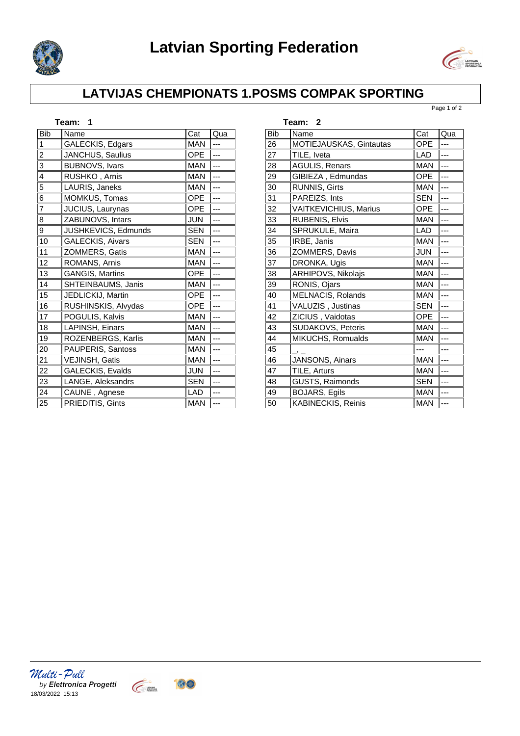# Latvian Sporting Federation

## LATVIJAS CHEMPIONATS 1.POSMS COMPAK SPORTING

**Team: 1**

| Bib | Name | Cat | Qua |
|---|---|---|---|
| 1 | GALECKIS, Edgars | MAN | --- |
| 2 | JANCHUS, Saulius | OPE | --- |
| 3 | BUBNOVS, Ivars | MAN | --- |
| 4 | RUSHKO , Arnis | MAN | --- |
| 5 | LAURIS, Janeks | MAN | --- |
| 6 | MOMKUS, Tomas | OPE | --- |
| 7 | JUCIUS, Laurynas | OPE | --- |
| 8 | ZABUNOVS, Intars | JUN | --- |
| 9 | JUSHKEVICS, Edmunds | SEN | --- |
| 10 | GALECKIS, Aivars | SEN | --- |
| 11 | ZOMMERS, Gatis | MAN | --- |
| 12 | ROMANS, Arnis | MAN | --- |
| 13 | GANGIS, Martins | OPE | --- |
| 14 | SHTEINBAUMS, Janis | MAN | --- |
| 15 | JEDLICKIJ, Martin | OPE | --- |
| 16 | RUSHINSKIS, Alvydas | OPE | --- |
| 17 | POGULIS, Kalvis | MAN | --- |
| 18 | LAPINSH, Einars | MAN | --- |
| 19 | ROZENBERGS, Karlis | MAN | --- |
| 20 | PAUPERIS, Santoss | MAN | --- |
| 21 | VEJINSH, Gatis | MAN | --- |
| 22 | GALECKIS, Evalds | JUN | --- |
| 23 | LANGE, Aleksandrs | SEN | --- |
| 24 | CAUNE , Agnese | LAD | --- |
| 25 | PRIEDITIS, Gints | MAN | --- |

**Team: 2**

| Bib | Name | Cat | Qua |
|---|---|---|---|
| 26 | MOTIEJAUSKAS, Gintautas | OPE | --- |
| 27 | TILE, Iveta | LAD | --- |
| 28 | AGULIS, Renars | MAN | --- |
| 29 | GIBIEZA , Edmundas | OPE | --- |
| 30 | RUNNIS, Girts | MAN | --- |
| 31 | PAREIZS, Ints | SEN | --- |
| 32 | VAITKEVICHIUS, Marius | OPE | --- |
| 33 | RUBENIS, Elvis | MAN | --- |
| 34 | SPRUKULE, Maira | LAD | --- |
| 35 | IRBE, Janis | MAN | --- |
| 36 | ZOMMERS, Davis | JUN | --- |
| 37 | DRONKA, Ugis | MAN | --- |
| 38 | ARHIPOVS, Nikolajs | MAN | --- |
| 39 | RONIS, Ojars | MAN | --- |
| 40 | MELNACIS, Rolands | MAN | --- |
| 41 | VALUZIS , Justinas | SEN | --- |
| 42 | ZICIUS , Vaidotas | OPE | --- |
| 43 | SUDAKOVS, Peteris | MAN | --- |
| 44 | MIKUCHS, Romualds | MAN | --- |
| 45 | _, _ | --- | --- |
| 46 | JANSONS, Ainars | MAN | --- |
| 47 | TILE, Arturs | MAN | --- |
| 48 | GUSTS, Raimonds | SEN | --- |
| 49 | BOJARS, Egils | MAN | --- |
| 50 | KABINECKIS, Reinis | MAN | --- |

*Multi-Pull* by **Elettronica Progetti**
18/03/2022 15:13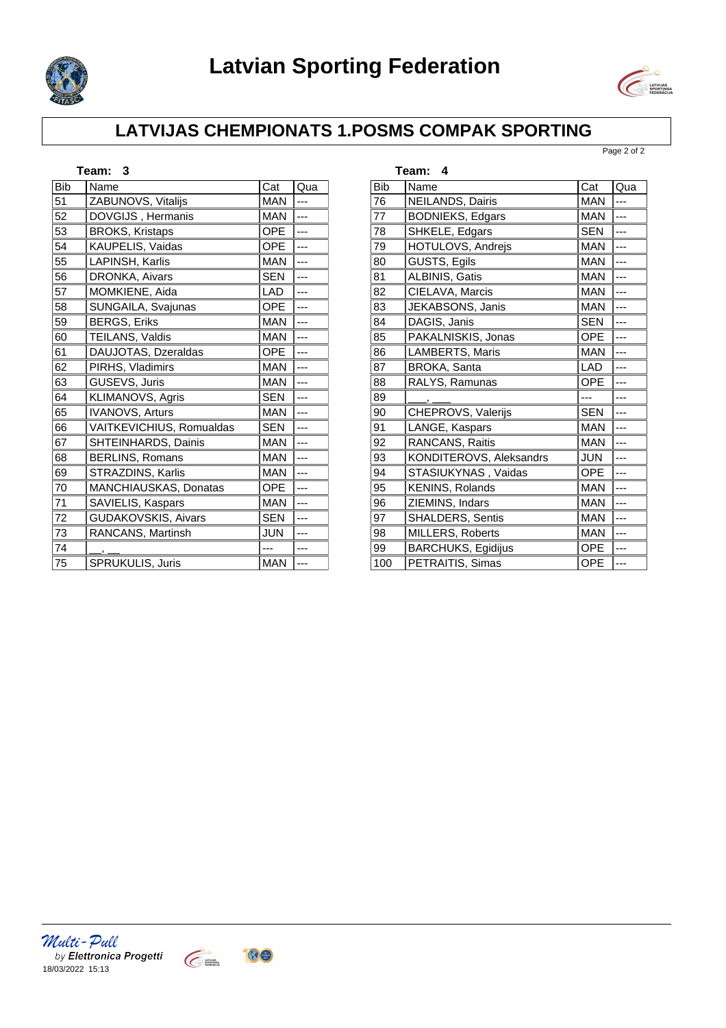# Latvian Sporting Federation

## LATVIJAS CHEMPIONATS 1.POSMS COMPAK SPORTING

**Team: 3**

| Bib | Name | Cat | Qua |
|---|---|---|---|
| 51 | ZABUNOVS, Vitalijs | MAN | --- |
| 52 | DOVGIJS , Hermanis | MAN | --- |
| 53 | BROKS, Kristaps | OPE | --- |
| 54 | KAUPELIS, Vaidas | OPE | --- |
| 55 | LAPINSH, Karlis | MAN | --- |
| 56 | DRONKA, Aivars | SEN | --- |
| 57 | MOMKIENE, Aida | LAD | --- |
| 58 | SUNGAILA, Svajunas | OPE | --- |
| 59 | BERGS, Eriks | MAN | --- |
| 60 | TEILANS, Valdis | MAN | --- |
| 61 | DAUJOTAS, Dzeraldas | OPE | --- |
| 62 | PIRHS, Vladimirs | MAN | --- |
| 63 | GUSEVS, Juris | MAN | --- |
| 64 | KLIMANOVS, Agris | SEN | --- |
| 65 | IVANOVS, Arturs | MAN | --- |
| 66 | VAITKEVICHIUS, Romualdas | SEN | --- |
| 67 | SHTEINHARDS, Dainis | MAN | --- |
| 68 | BERLINS, Romans | MAN | --- |
| 69 | STRAZDINS, Karlis | MAN | --- |
| 70 | MANCHIAUSKAS, Donatas | OPE | --- |
| 71 | SAVIELIS, Kaspars | MAN | --- |
| 72 | GUDAKOVSKIS, Aivars | SEN | --- |
| 73 | RANCANS, Martinsh | JUN | --- |
| 74 | __, __ | --- | --- |
| 75 | SPRUKULIS, Juris | MAN | --- |

**Team: 4**

| Bib | Name | Cat | Qua |
|---|---|---|---|
| 76 | NEILANDS, Dairis | MAN | --- |
| 77 | BODNIEKS, Edgars | MAN | --- |
| 78 | SHKELE, Edgars | SEN | --- |
| 79 | HOTULOVS, Andrejs | MAN | --- |
| 80 | GUSTS, Egils | MAN | --- |
| 81 | ALBINIS, Gatis | MAN | --- |
| 82 | CIELAVA, Marcis | MAN | --- |
| 83 | JEKABSONS, Janis | MAN | --- |
| 84 | DAGIS, Janis | SEN | --- |
| 85 | PAKALNISKIS, Jonas | OPE | --- |
| 86 | LAMBERTS, Maris | MAN | --- |
| 87 | BROKA, Santa | LAD | --- |
| 88 | RALYS, Ramunas | OPE | --- |
| 89 | ___, ___ | --- | --- |
| 90 | CHEPROVS, Valerijs | SEN | --- |
| 91 | LANGE, Kaspars | MAN | --- |
| 92 | RANCANS, Raitis | MAN | --- |
| 93 | KONDITEROVS, Aleksandrs | JUN | --- |
| 94 | STASIUKYNAS , Vaidas | OPE | --- |
| 95 | KENINS, Rolands | MAN | --- |
| 96 | ZIEMINS, Indars | MAN | --- |
| 97 | SHALDERS, Sentis | MAN | --- |
| 98 | MILLERS, Roberts | MAN | --- |
| 99 | BARCHUKS, Egidijus | OPE | --- |
| 100 | PETRAITIS, Simas | OPE | --- |

Multi-Pull by Elettronica Progetti
18/03/2022 15:13